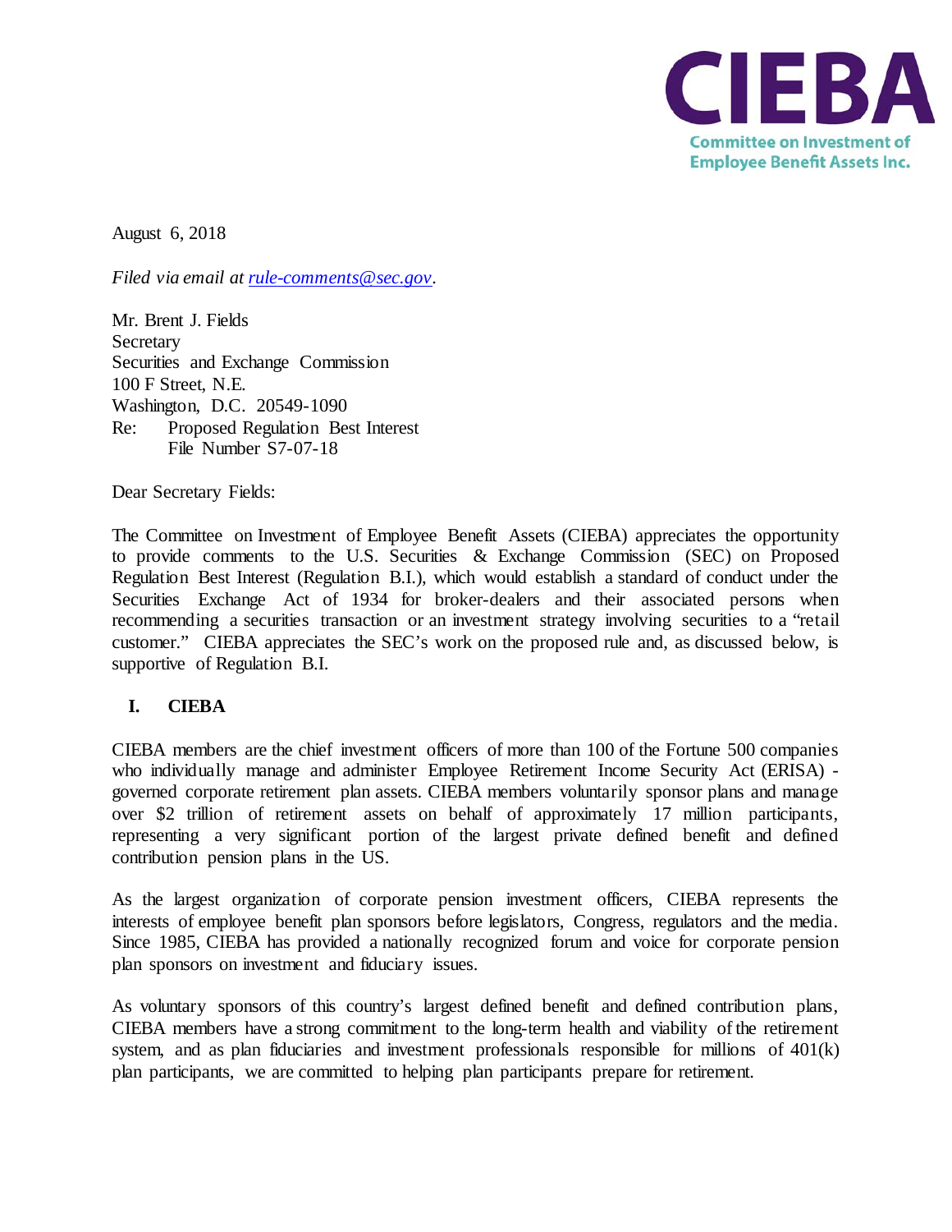CIEBA

Committee on Investment of Employee Benefit Assets Inc.

August 6, 2018

*Filed via email at [rule-comments@sec.gov](mailto:rule-comments@sec.gov).*

Mr. Brent J. Fields
Secretary
Securities and Exchange Commission
100 F Street, N.E.
Washington, D.C. 20549-1090
Re: Proposed Regulation Best Interest
File Number S7-07-18

Dear Secretary Fields:

The Committee on Investment of Employee Benefit Assets (CIEBA) appreciates the opportunity to provide comments to the U.S. Securities & Exchange Commission (SEC) on Proposed Regulation Best Interest (Regulation B.I.), which would establish a standard of conduct under the Securities Exchange Act of 1934 for broker-dealers and their associated persons when recommending a securities transaction or an investment strategy involving securities to a "retail customer." CIEBA appreciates the SEC's work on the proposed rule and, as discussed below, is supportive of Regulation B.I.

## I. CIEBA

CIEBA members are the chief investment officers of more than 100 of the Fortune 500 companies who individually manage and administer Employee Retirement Income Security Act (ERISA) - governed corporate retirement plan assets. CIEBA members voluntarily sponsor plans and manage over $2 trillion of retirement assets on behalf of approximately 17 million participants, representing a very significant portion of the largest private defined benefit and defined contribution pension plans in the US.

As the largest organization of corporate pension investment officers, CIEBA represents the interests of employee benefit plan sponsors before legislators, Congress, regulators and the media. Since 1985, CIEBA has provided a nationally recognized forum and voice for corporate pension plan sponsors on investment and fiduciary issues.

As voluntary sponsors of this country's largest defined benefit and defined contribution plans, CIEBA members have a strong commitment to the long-term health and viability of the retirement system, and as plan fiduciaries and investment professionals responsible for millions of 401(k) plan participants, we are committed to helping plan participants prepare for retirement.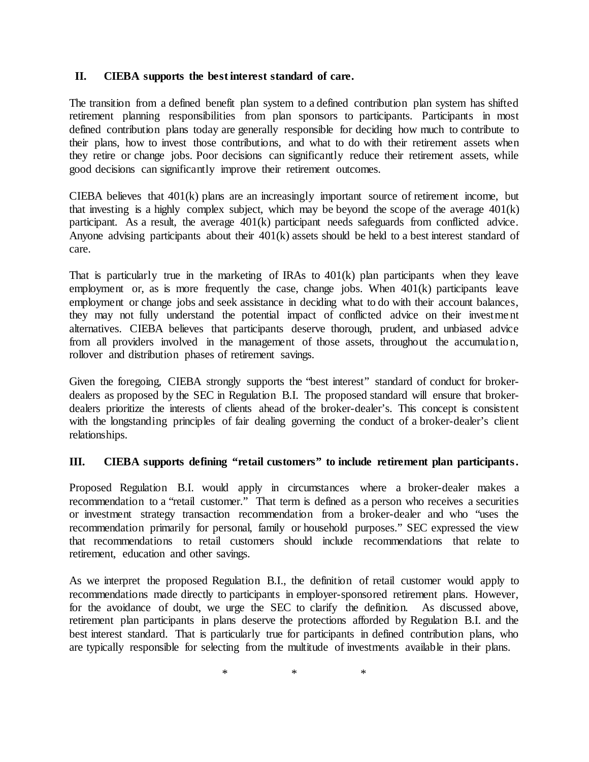## II. CIEBA supports the best interest standard of care.

The transition from a defined benefit plan system to a defined contribution plan system has shifted retirement planning responsibilities from plan sponsors to participants. Participants in most defined contribution plans today are generally responsible for deciding how much to contribute to their plans, how to invest those contributions, and what to do with their retirement assets when they retire or change jobs. Poor decisions can significantly reduce their retirement assets, while good decisions can significantly improve their retirement outcomes.

CIEBA believes that 401(k) plans are an increasingly important source of retirement income, but that investing is a highly complex subject, which may be beyond the scope of the average 401(k) participant. As a result, the average 401(k) participant needs safeguards from conflicted advice. Anyone advising participants about their 401(k) assets should be held to a best interest standard of care.

That is particularly true in the marketing of IRAs to 401(k) plan participants when they leave employment or, as is more frequently the case, change jobs. When 401(k) participants leave employment or change jobs and seek assistance in deciding what to do with their account balances, they may not fully understand the potential impact of conflicted advice on their investment alternatives. CIEBA believes that participants deserve thorough, prudent, and unbiased advice from all providers involved in the management of those assets, throughout the accumulation, rollover and distribution phases of retirement savings.

Given the foregoing, CIEBA strongly supports the "best interest" standard of conduct for broker-dealers as proposed by the SEC in Regulation B.I. The proposed standard will ensure that broker-dealers prioritize the interests of clients ahead of the broker-dealer's. This concept is consistent with the longstanding principles of fair dealing governing the conduct of a broker-dealer's client relationships.

## III. CIEBA supports defining "retail customers" to include retirement plan participants.

Proposed Regulation B.I. would apply in circumstances where a broker-dealer makes a recommendation to a "retail customer." That term is defined as a person who receives a securities or investment strategy transaction recommendation from a broker-dealer and who "uses the recommendation primarily for personal, family or household purposes." SEC expressed the view that recommendations to retail customers should include recommendations that relate to retirement, education and other savings.

As we interpret the proposed Regulation B.I., the definition of retail customer would apply to recommendations made directly to participants in employer-sponsored retirement plans. However, for the avoidance of doubt, we urge the SEC to clarify the definition. As discussed above, retirement plan participants in plans deserve the protections afforded by Regulation B.I. and the best interest standard. That is particularly true for participants in defined contribution plans, who are typically responsible for selecting from the multitude of investments available in their plans.

\* \* \*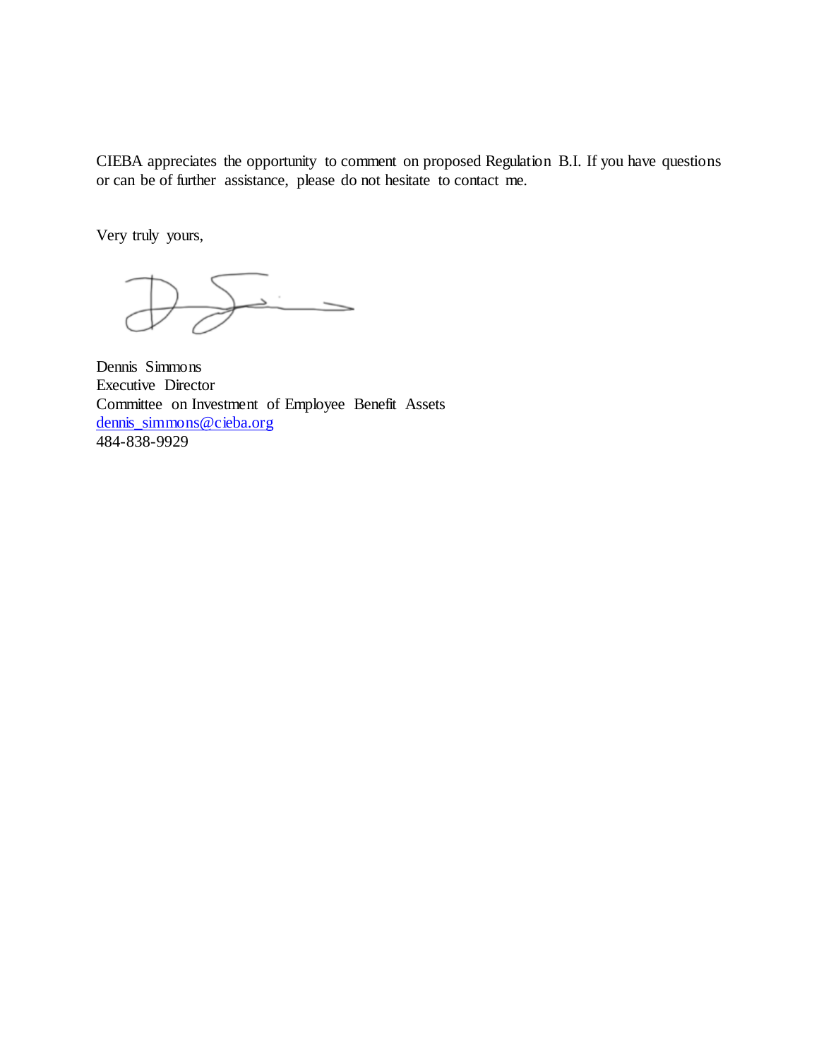CIEBA appreciates the opportunity to comment on proposed Regulation B.I. If you have questions or can be of further assistance, please do not hesitate to contact me.

Very truly yours,

Dennis Simmons  
Executive Director  
Committee on Investment of Employee Benefit Assets  
dennis_simmons@cieba.org  
484-838-9929